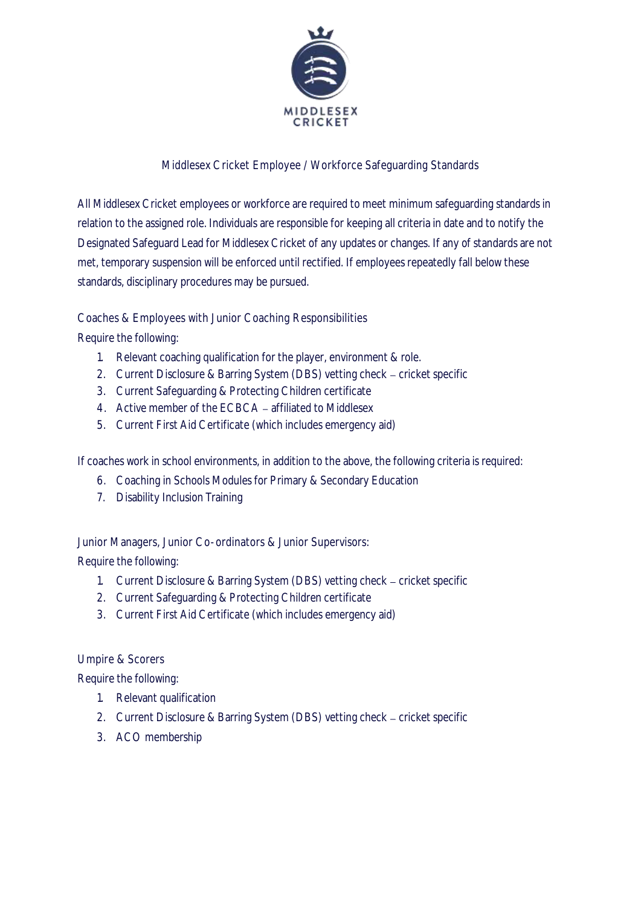MIDDLESEX CRICKET

# Middlesex Cricket Employee / Workforce Safeguarding Standards

All Middlesex Cricket employees or workforce are required to meet minimum safeguarding standards in relation to the assigned role. Individuals are responsible for keeping all criteria in date and to notify the Designated Safeguard Lead for Middlesex Cricket of any updates or changes. If any of standards are not met, temporary suspension will be enforced until rectified. If employees repeatedly fall below these standards, disciplinary procedures may be pursued.

## Coaches & Employees with Junior Coaching Responsibilities

Require the following:

1. Relevant coaching qualification for the player, environment & role.
2. Current Disclosure & Barring System (DBS) vetting check – cricket specific
3. Current Safeguarding & Protecting Children certificate
4. Active member of the ECBCA – affiliated to Middlesex
5. Current First Aid Certificate (which includes emergency aid)

If coaches work in school environments, in addition to the above, the following criteria is required:

6. Coaching in Schools Modules for Primary & Secondary Education
7. Disability Inclusion Training

## Junior Managers, Junior Co-ordinators & Junior Supervisors:

Require the following:

1. Current Disclosure & Barring System (DBS) vetting check – cricket specific
2. Current Safeguarding & Protecting Children certificate
3. Current First Aid Certificate (which includes emergency aid)

## Umpire & Scorers

Require the following:

1. Relevant qualification
2. Current Disclosure & Barring System (DBS) vetting check – cricket specific
3. ACO membership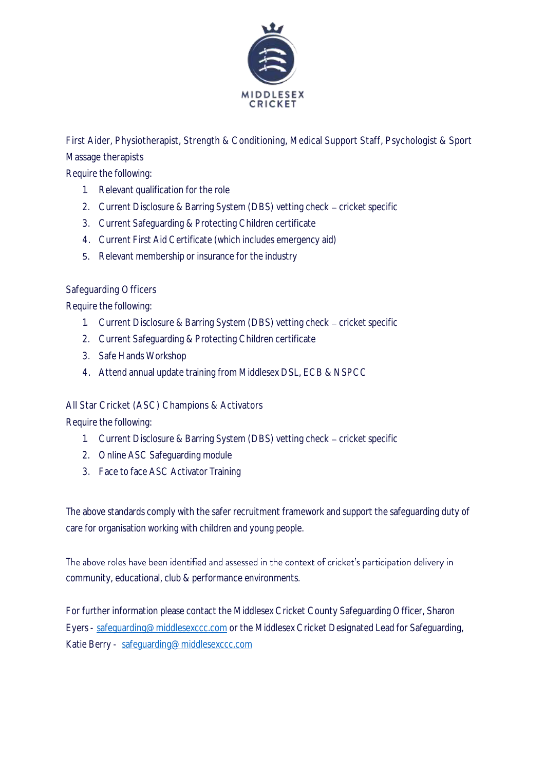First Aider, Physiotherapist, Strength & Conditioning, Medical Support Staff, Psychologist & Sport Massage therapists

Require the following:

1. Relevant qualification for the role
2. Current Disclosure & Barring System (DBS) vetting check – cricket specific
3. Current Safeguarding & Protecting Children certificate
4. Current First Aid Certificate (which includes emergency aid)
5. Relevant membership or insurance for the industry

Safeguarding Officers

Require the following:

1. Current Disclosure & Barring System (DBS) vetting check – cricket specific
2. Current Safeguarding & Protecting Children certificate
3. Safe Hands Workshop
4. Attend annual update training from Middlesex DSL, ECB & NSPCC

All Star Cricket (ASC) Champions & Activators

Require the following:

1. Current Disclosure & Barring System (DBS) vetting check – cricket specific
2. Online ASC Safeguarding module
3. Face to face ASC Activator Training

The above standards comply with the safer recruitment framework and support the safeguarding duty of care for organisation working with children and young people.

The above roles have been identified and assessed in the context of cricket's participation delivery in community, educational, club & performance environments.

For further information please contact the Middlesex Cricket County Safeguarding Officer, Sharon Eyers - safeguarding@middlesexccc.com or the Middlesex Cricket Designated Lead for Safeguarding, Katie Berry - safeguarding@middlesexccc.com